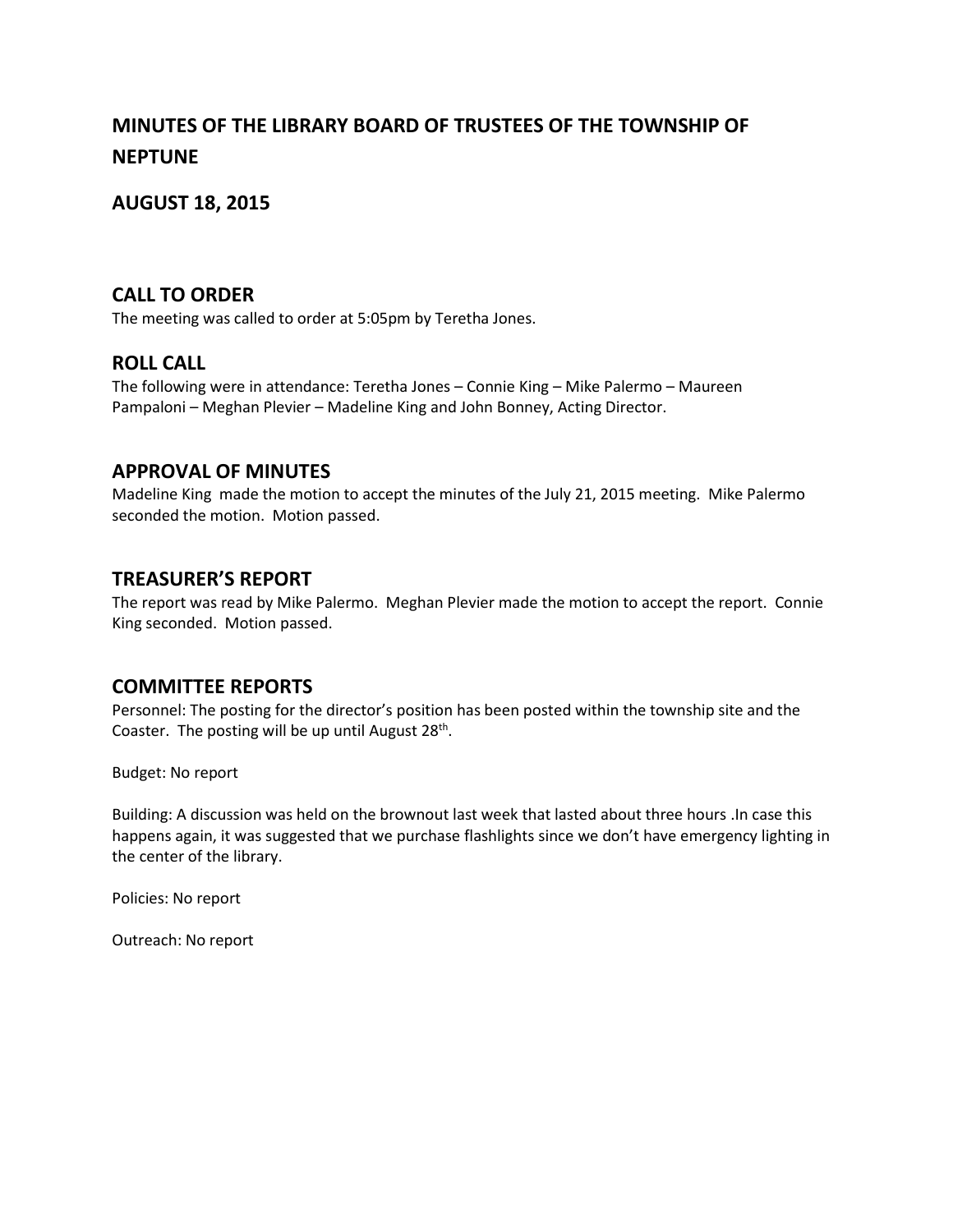# MINUTES OF THE LIBRARY BOARD OF TRUSTEES OF THE TOWNSHIP OF NEPTUNE

## AUGUST 18, 2015

## CALL TO ORDER

The meeting was called to order at 5:05pm by Teretha Jones.

## ROLL CALL

The following were in attendance: Teretha Jones – Connie King – Mike Palermo – Maureen Pampaloni – Meghan Plevier – Madeline King and John Bonney, Acting Director.

## APPROVAL OF MINUTES

Madeline King made the motion to accept the minutes of the July 21, 2015 meeting. Mike Palermo seconded the motion. Motion passed.

## TREASURER'S REPORT

The report was read by Mike Palermo. Meghan Plevier made the motion to accept the report. Connie King seconded. Motion passed.

## COMMITTEE REPORTS

Personnel: The posting for the director's position has been posted within the township site and the Coaster. The posting will be up until August 28th.

Budget: No report

Building: A discussion was held on the brownout last week that lasted about three hours .In case this happens again, it was suggested that we purchase flashlights since we don't have emergency lighting in the center of the library.

Policies: No report

Outreach: No report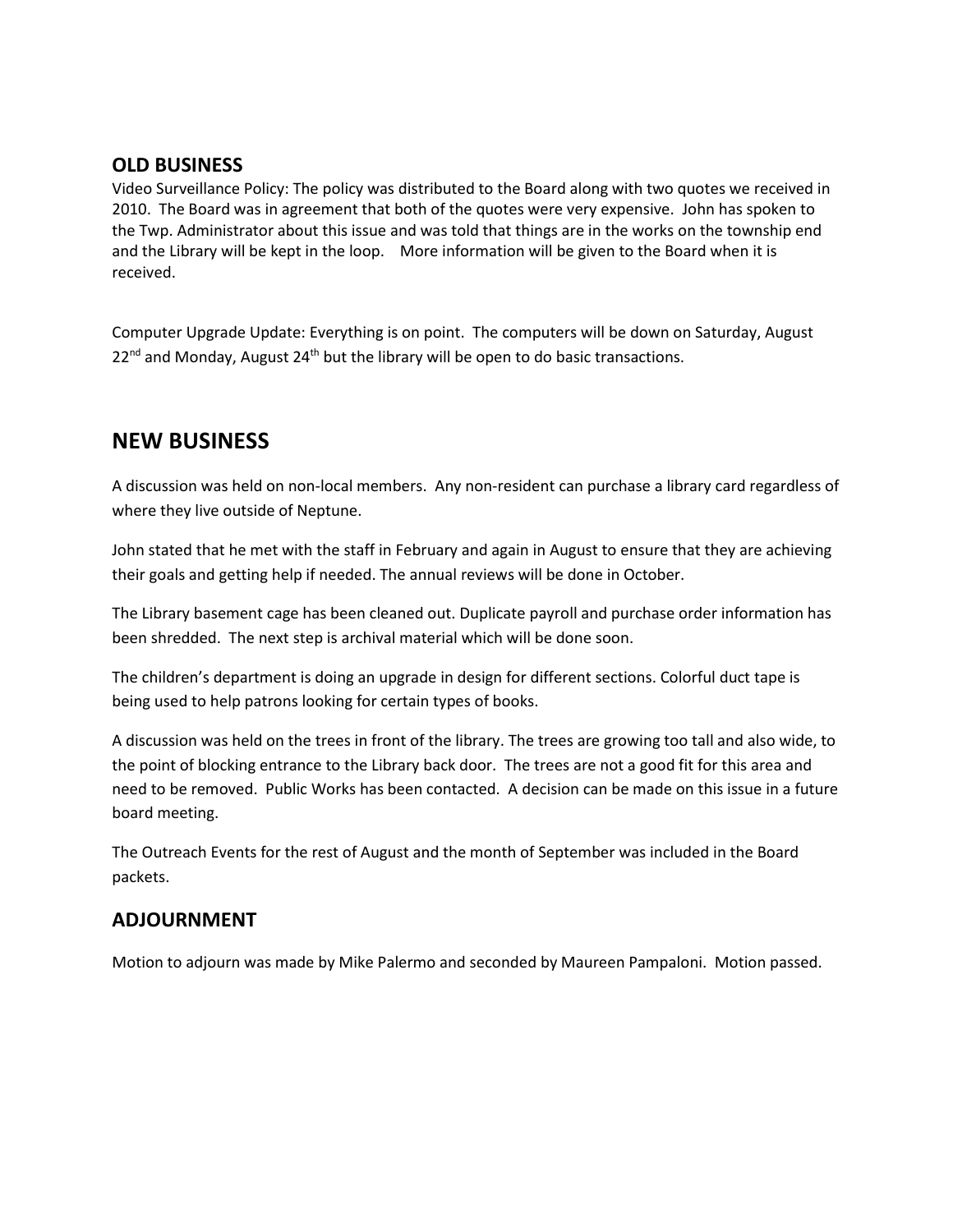## OLD BUSINESS

Video Surveillance Policy: The policy was distributed to the Board along with two quotes we received in 2010. The Board was in agreement that both of the quotes were very expensive. John has spoken to the Twp. Administrator about this issue and was told that things are in the works on the township end and the Library will be kept in the loop. More information will be given to the Board when it is received.

Computer Upgrade Update: Everything is on point. The computers will be down on Saturday, August 22nd and Monday, August 24th but the library will be open to do basic transactions.

# NEW BUSINESS

A discussion was held on non-local members. Any non-resident can purchase a library card regardless of where they live outside of Neptune.

John stated that he met with the staff in February and again in August to ensure that they are achieving their goals and getting help if needed. The annual reviews will be done in October.

The Library basement cage has been cleaned out. Duplicate payroll and purchase order information has been shredded. The next step is archival material which will be done soon.

The children's department is doing an upgrade in design for different sections. Colorful duct tape is being used to help patrons looking for certain types of books.

A discussion was held on the trees in front of the library. The trees are growing too tall and also wide, to the point of blocking entrance to the Library back door. The trees are not a good fit for this area and need to be removed. Public Works has been contacted. A decision can be made on this issue in a future board meeting.

The Outreach Events for the rest of August and the month of September was included in the Board packets.

## ADJOURNMENT

Motion to adjourn was made by Mike Palermo and seconded by Maureen Pampaloni. Motion passed.